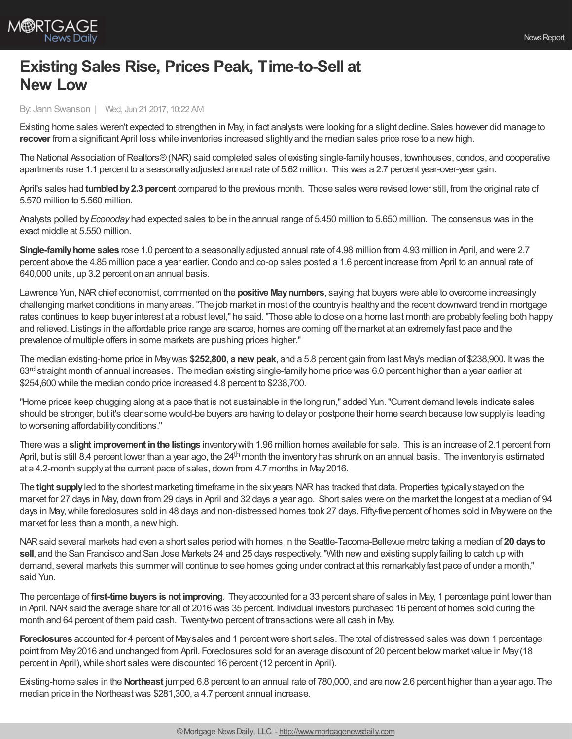# Existing Sales Rise, Prices Peak, Time-to-Sell at New Low

By: Jann Swanson | Wed, Jun 21 2017, 10:22 AM

Existing home sales weren't expected to strengthen in May, in fact analysts were looking for a slight decline. Sales however did manage to **recover** from a significant April loss while inventories increased slightly and the median sales price rose to a new high.

The National Association of Realtors® (NAR) said completed sales of existing single-family houses, townhouses, condos, and cooperative apartments rose 1.1 percent to a seasonally adjusted annual rate of 5.62 million. This was a 2.7 percent year-over-year gain.

April's sales had **tumbled by 2.3 percent** compared to the previous month. Those sales were revised lower still, from the original rate of 5.570 million to 5.560 million.

Analysts polled by *Econoday* had expected sales to be in the annual range of 5.450 million to 5.650 million. The consensus was in the exact middle at 5.550 million.

**Single-family home sales** rose 1.0 percent to a seasonally adjusted annual rate of 4.98 million from 4.93 million in April, and were 2.7 percent above the 4.85 million pace a year earlier. Condo and co-op sales posted a 1.6 percent increase from April to an annual rate of 640,000 units, up 3.2 percent on an annual basis.

Lawrence Yun, NAR chief economist, commented on the **positive May numbers**, saying that buyers were able to overcome increasingly challenging market conditions in many areas. "The job market in most of the country is healthy and the recent downward trend in mortgage rates continues to keep buyer interest at a robust level," he said. "Those able to close on a home last month are probably feeling both happy and relieved. Listings in the affordable price range are scarce, homes are coming off the market at an extremely fast pace and the prevalence of multiple offers in some markets are pushing prices higher."

The median existing-home price in May was **$252,800, a new peak**, and a 5.8 percent gain from last May's median of $238,900. It was the 63rd straight month of annual increases. The median existing single-family home price was 6.0 percent higher than a year earlier at $254,600 while the median condo price increased 4.8 percent to $238,700.

"Home prices keep chugging along at a pace that is not sustainable in the long run," added Yun. "Current demand levels indicate sales should be stronger, but it's clear some would-be buyers are having to delay or postpone their home search because low supply is leading to worsening affordability conditions."

There was a **slight improvement in the listings** inventory with 1.96 million homes available for sale. This is an increase of 2.1 percent from April, but is still 8.4 percent lower than a year ago, the 24th month the inventory has shrunk on an annual basis. The inventory is estimated at a 4.2-month supply at the current pace of sales, down from 4.7 months in May 2016.

The **tight supply** led to the shortest marketing timeframe in the six years NAR has tracked that data. Properties typically stayed on the market for 27 days in May, down from 29 days in April and 32 days a year ago. Short sales were on the market the longest at a median of 94 days in May, while foreclosures sold in 48 days and non-distressed homes took 27 days. Fifty-five percent of homes sold in May were on the market for less than a month, a new high.

NAR said several markets had even a short sales period with homes in the Seattle-Tacoma-Bellevue metro taking a median of **20 days to sell**, and the San Francisco and San Jose Markets 24 and 25 days respectively. "With new and existing supply failing to catch up with demand, several markets this summer will continue to see homes going under contract at this remarkably fast pace of under a month," said Yun.

The percentage of **first-time buyers is not improving**. They accounted for a 33 percent share of sales in May, 1 percentage point lower than in April. NAR said the average share for all of 2016 was 35 percent. Individual investors purchased 16 percent of homes sold during the month and 64 percent of them paid cash. Twenty-two percent of transactions were all cash in May.

**Foreclosures** accounted for 4 percent of May sales and 1 percent were short sales. The total of distressed sales was down 1 percentage point from May 2016 and unchanged from April. Foreclosures sold for an average discount of 20 percent below market value in May (18 percent in April), while short sales were discounted 16 percent (12 percent in April).

Existing-home sales in the **Northeast** jumped 6.8 percent to an annual rate of 780,000, and are now 2.6 percent higher than a year ago. The median price in the Northeast was $281,300, a 4.7 percent annual increase.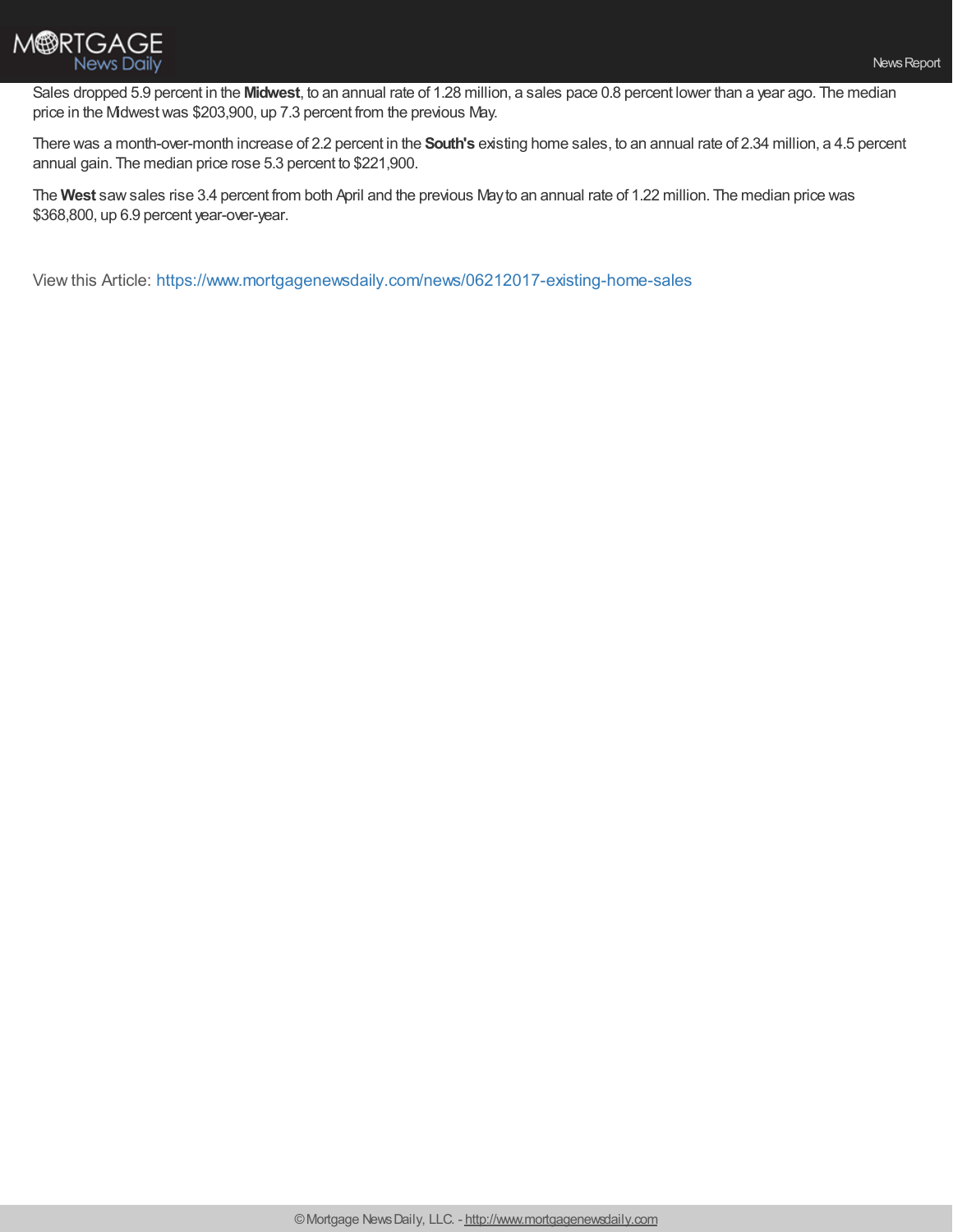Sales dropped 5.9 percent in the **Midwest**, to an annual rate of 1.28 million, a sales pace 0.8 percent lower than a year ago. The median price in the Midwest was $203,900, up 7.3 percent from the previous May.

There was a month-over-month increase of 2.2 percent in the **South's** existing home sales, to an annual rate of 2.34 million, a 4.5 percent annual gain. The median price rose 5.3 percent to $221,900.

The **West** saw sales rise 3.4 percent from both April and the previous May to an annual rate of 1.22 million. The median price was $368,800, up 6.9 percent year-over-year.

View this Article: https://www.mortgagenewsdaily.com/news/06212017-existing-home-sales